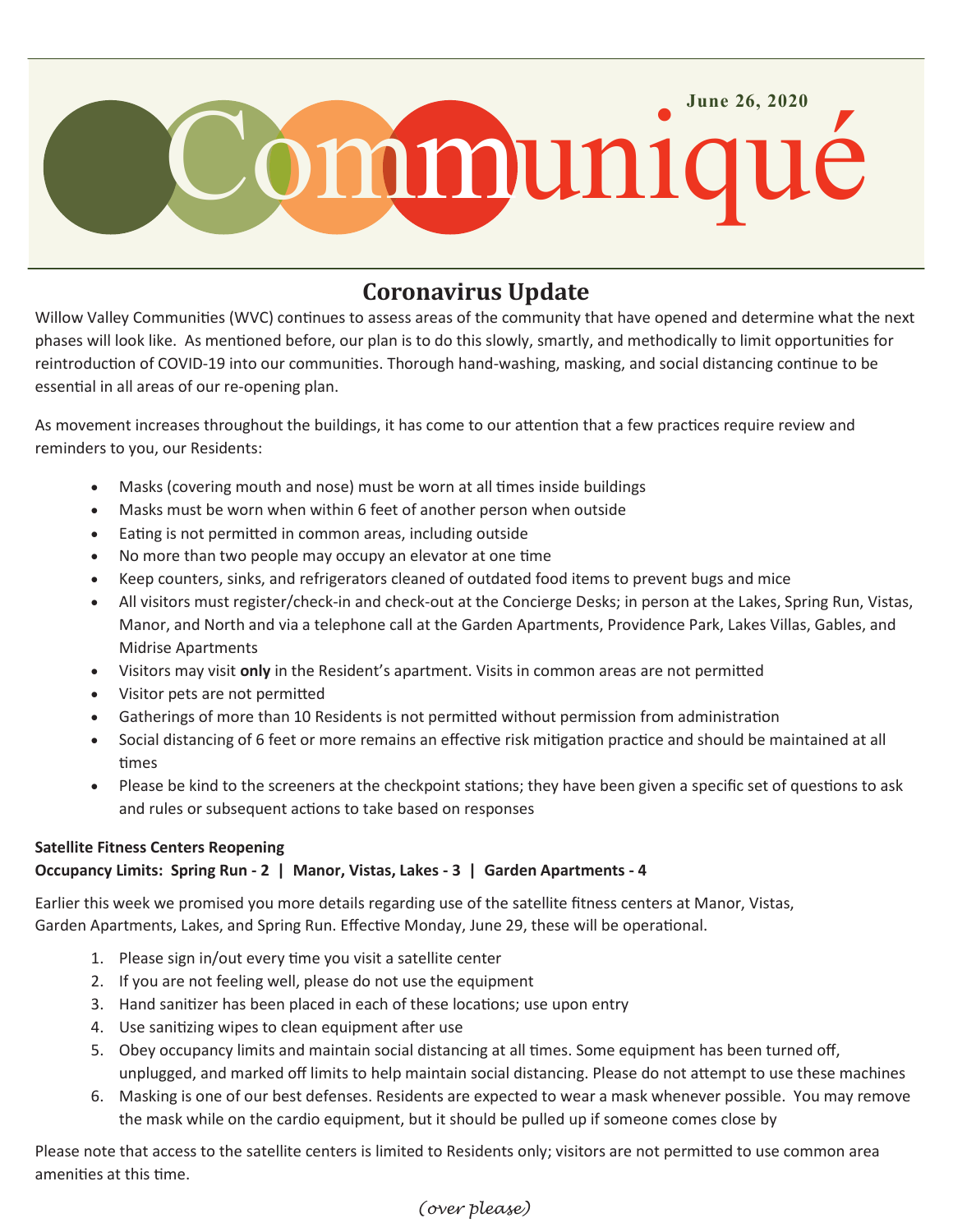# Communiqué

**June 26, 2020**

## Coronavirus Update

Willow Valley Communities (WVC) continues to assess areas of the community that have opened and determine what the next phases will look like. As mentioned before, our plan is to do this slowly, smartly, and methodically to limit opportunities for reintroduction of COVID-19 into our communities. Thorough hand-washing, masking, and social distancing continue to be essential in all areas of our re-opening plan.

As movement increases throughout the buildings, it has come to our attention that a few practices require review and reminders to you, our Residents:

- Masks (covering mouth and nose) must be worn at all times inside buildings
- Masks must be worn when within 6 feet of another person when outside
- Eating is not permitted in common areas, including outside
- No more than two people may occupy an elevator at one time
- Keep counters, sinks, and refrigerators cleaned of outdated food items to prevent bugs and mice
- All visitors must register/check-in and check-out at the Concierge Desks; in person at the Lakes, Spring Run, Vistas, Manor, and North and via a telephone call at the Garden Apartments, Providence Park, Lakes Villas, Gables, and Midrise Apartments
- Visitors may visit **only** in the Resident's apartment. Visits in common areas are not permitted
- Visitor pets are not permitted
- Gatherings of more than 10 Residents is not permitted without permission from administration
- Social distancing of 6 feet or more remains an effective risk mitigation practice and should be maintained at all times
- Please be kind to the screeners at the checkpoint stations; they have been given a specific set of questions to ask and rules or subsequent actions to take based on responses

**Satellite Fitness Centers Reopening**
**Occupancy Limits: Spring Run - 2 | Manor, Vistas, Lakes - 3 | Garden Apartments - 4**

Earlier this week we promised you more details regarding use of the satellite fitness centers at Manor, Vistas, Garden Apartments, Lakes, and Spring Run. Effective Monday, June 29, these will be operational.

1. Please sign in/out every time you visit a satellite center
2. If you are not feeling well, please do not use the equipment
3. Hand sanitizer has been placed in each of these locations; use upon entry
4. Use sanitizing wipes to clean equipment after use
5. Obey occupancy limits and maintain social distancing at all times. Some equipment has been turned off, unplugged, and marked off limits to help maintain social distancing. Please do not attempt to use these machines
6. Masking is one of our best defenses. Residents are expected to wear a mask whenever possible. You may remove the mask while on the cardio equipment, but it should be pulled up if someone comes close by

Please note that access to the satellite centers is limited to Residents only; visitors are not permitted to use common area amenities at this time.

*(over please)*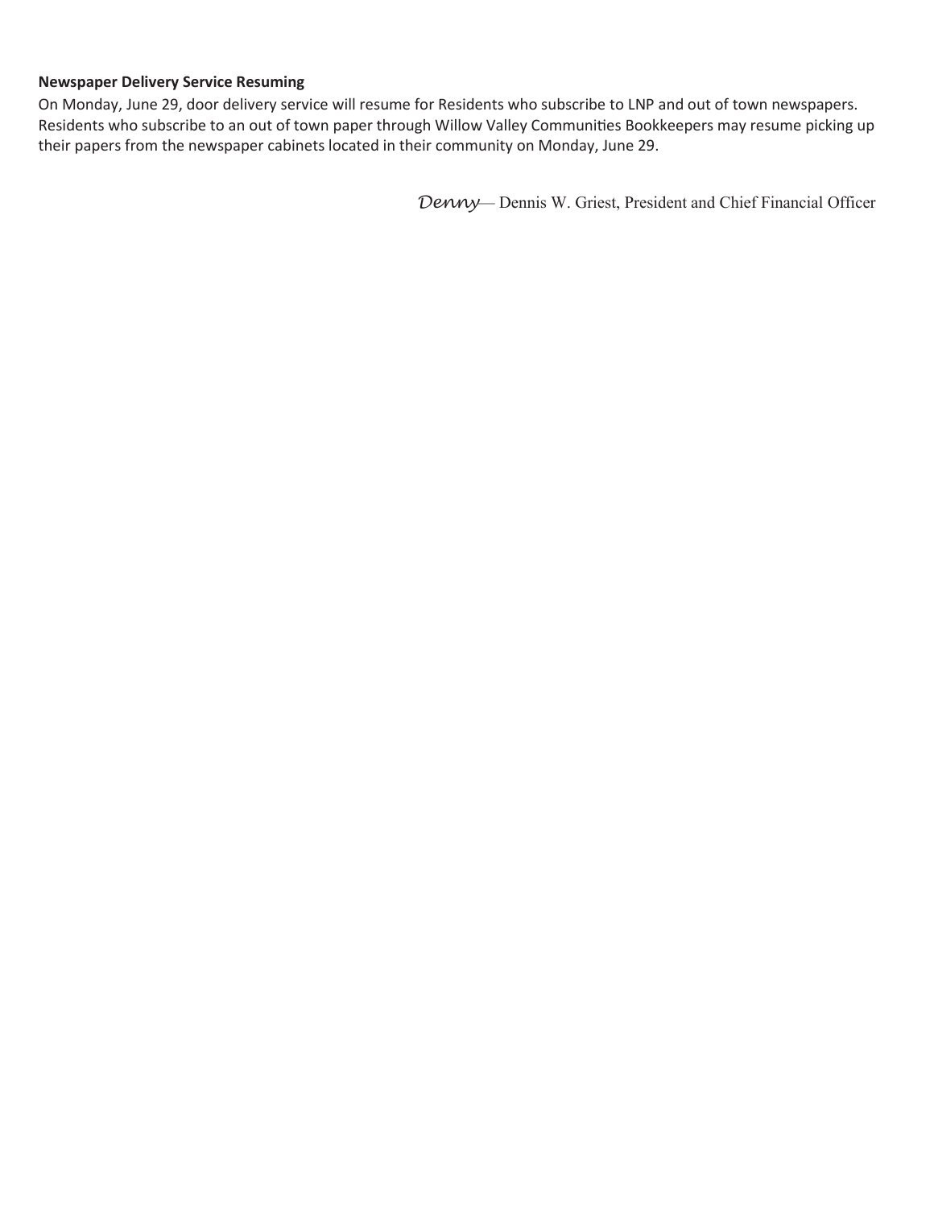**Newspaper Delivery Service Resuming**

On Monday, June 29, door delivery service will resume for Residents who subscribe to LNP and out of town newspapers. Residents who subscribe to an out of town paper through Willow Valley Communities Bookkeepers may resume picking up their papers from the newspaper cabinets located in their community on Monday, June 29.

*Denny*— Dennis W. Griest, President and Chief Financial Officer